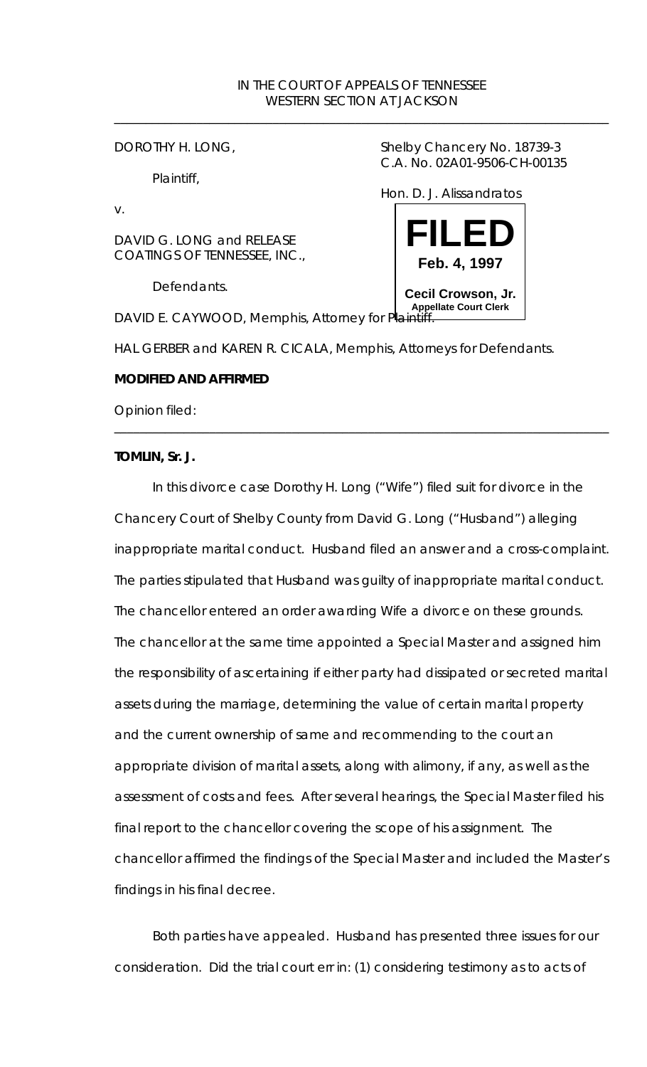IN THE COURT OF APPEALS OF TENNESSEE
WESTERN SECTION AT JACKSON

---

DOROTHY H. LONG,

Plaintiff,

v.

DAVID G. LONG and RELEASE COATINGS OF TENNESSEE, INC.,

Defendants.

Shelby Chancery No. 18739-3
C.A. No. 02A01-9506-CH-00135

Hon. D. J. Alissandratos

**FILED**
**Feb. 4, 1997**
**Cecil Crowson, Jr.**
**Appellate Court Clerk**

DAVID E. CAYWOOD, Memphis, Attorney for Plaintiff.

HAL GERBER and KAREN R. CICALA, Memphis, Attorneys for Defendants.

**MODIFIED AND AFFIRMED**

Opinion filed:

---

**TOMLIN, Sr. J.**

In this divorce case Dorothy H. Long ("Wife") filed suit for divorce in the Chancery Court of Shelby County from David G. Long ("Husband") alleging inappropriate marital conduct. Husband filed an answer and a cross-complaint. The parties stipulated that Husband was guilty of inappropriate marital conduct. The chancellor entered an order awarding Wife a divorce on these grounds. The chancellor at the same time appointed a Special Master and assigned him the responsibility of ascertaining if either party had dissipated or secreted marital assets during the marriage, determining the value of certain marital property and the current ownership of same and recommending to the court an appropriate division of marital assets, along with alimony, if any, as well as the assessment of costs and fees. After several hearings, the Special Master filed his final report to the chancellor covering the scope of his assignment. The chancellor affirmed the findings of the Special Master and included the Master's findings in his final decree.

Both parties have appealed. Husband has presented three issues for our consideration. Did the trial court err in: (1) considering testimony as to acts of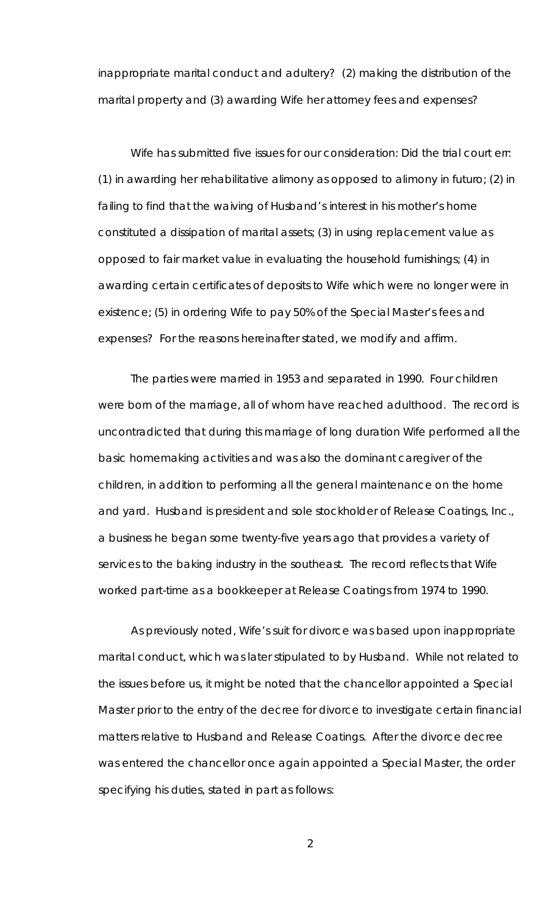inappropriate marital conduct and adultery? (2) making the distribution of the marital property and (3) awarding Wife her attorney fees and expenses?

Wife has submitted five issues for our consideration: Did the trial court err: (1) in awarding her rehabilitative alimony as opposed to alimony in futuro; (2) in failing to find that the waiving of Husband's interest in his mother's home constituted a dissipation of marital assets; (3) in using replacement value as opposed to fair market value in evaluating the household furnishings; (4) in awarding certain certificates of deposits to Wife which were no longer were in existence; (5) in ordering Wife to pay 50% of the Special Master's fees and expenses? For the reasons hereinafter stated, we modify and affirm.

The parties were married in 1953 and separated in 1990. Four children were born of the marriage, all of whom have reached adulthood. The record is uncontradicted that during this marriage of long duration Wife performed all the basic homemaking activities and was also the dominant caregiver of the children, in addition to performing all the general maintenance on the home and yard. Husband is president and sole stockholder of Release Coatings, Inc., a business he began some twenty-five years ago that provides a variety of services to the baking industry in the southeast. The record reflects that Wife worked part-time as a bookkeeper at Release Coatings from 1974 to 1990.

As previously noted, Wife's suit for divorce was based upon inappropriate marital conduct, which was later stipulated to by Husband. While not related to the issues before us, it might be noted that the chancellor appointed a Special Master prior to the entry of the decree for divorce to investigate certain financial matters relative to Husband and Release Coatings. After the divorce decree was entered the chancellor once again appointed a Special Master, the order specifying his duties, stated in part as follows: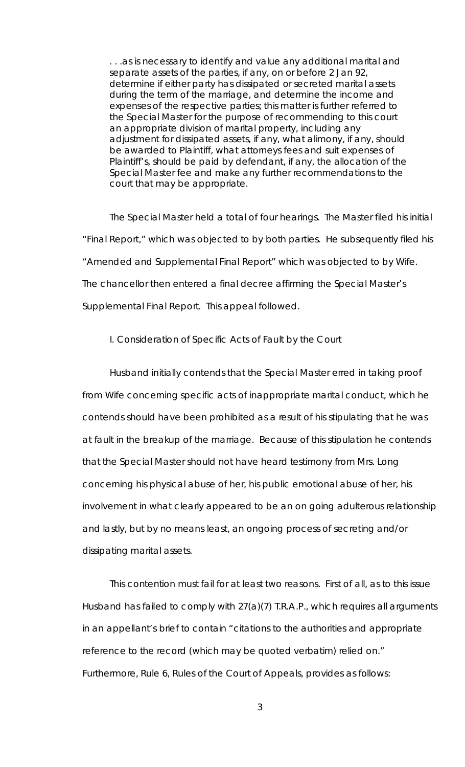> . . .as is necessary to identify and value any additional marital and separate assets of the parties, if any, on or before 2 Jan 92, determine if either party has dissipated or secreted marital assets during the term of the marriage, and determine the income and expenses of the respective parties; this matter is further referred to the Special Master for the purpose of recommending to this court an appropriate division of marital property, including any adjustment for dissipated assets, if any, what alimony, if any, should be awarded to Plaintiff, what attorneys fees and suit expenses of Plaintiff's, should be paid by defendant, if any, the allocation of the Special Master fee and make any further recommendations to the court that may be appropriate.

The Special Master held a total of four hearings. The Master filed his initial "Final Report," which was objected to by both parties. He subsequently filed his "Amended and Supplemental Final Report" which was objected to by Wife. The chancellor then entered a final decree affirming the Special Master's Supplemental Final Report. This appeal followed.

## I. Consideration of Specific Acts of Fault by the Court

Husband initially contends that the Special Master erred in taking proof from Wife concerning specific acts of inappropriate marital conduct, which he contends should have been prohibited as a result of his stipulating that he was at fault in the breakup of the marriage. Because of this stipulation he contends that the Special Master should not have heard testimony from Mrs. Long concerning his physical abuse of her, his public emotional abuse of her, his involvement in what clearly appeared to be an on going adulterous relationship and lastly, but by no means least, an ongoing process of secreting and/or dissipating marital assets.

This contention must fail for at least two reasons. First of all, as to this issue Husband has failed to comply with 27(a)(7) T.R.A.P., which requires all arguments in an appellant's brief to contain "citations to the authorities and appropriate reference to the record (which may be quoted verbatim) relied on." Furthermore, Rule 6, Rules of the Court of Appeals, provides as follows: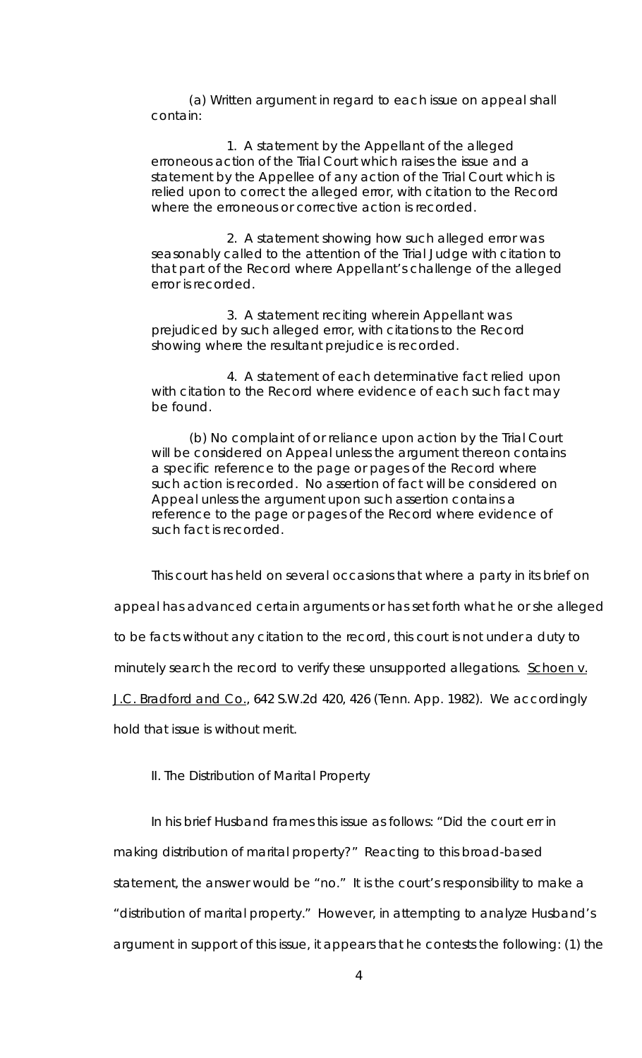(a) Written argument in regard to each issue on appeal shall contain:

1. A statement by the Appellant of the alleged erroneous action of the Trial Court which raises the issue and a statement by the Appellee of any action of the Trial Court which is relied upon to correct the alleged error, with citation to the Record where the erroneous or corrective action is recorded.

2. A statement showing how such alleged error was seasonably called to the attention of the Trial Judge with citation to that part of the Record where Appellant's challenge of the alleged error is recorded.

3. A statement reciting wherein Appellant was prejudiced by such alleged error, with citations to the Record showing where the resultant prejudice is recorded.

4. A statement of each determinative fact relied upon with citation to the Record where evidence of each such fact may be found.

(b) No complaint of or reliance upon action by the Trial Court will be considered on Appeal unless the argument thereon contains a specific reference to the page or pages of the Record where such action is recorded. No assertion of fact will be considered on Appeal unless the argument upon such assertion contains a reference to the page or pages of the Record where evidence of such fact is recorded.

This court has held on several occasions that where a party in its brief on appeal has advanced certain arguments or has set forth what he or she alleged to be facts without any citation to the record, this court is not under a duty to minutely search the record to verify these unsupported allegations. Schoen v. J.C. Bradford and Co., 642 S.W.2d 420, 426 (Tenn. App. 1982). We accordingly hold that issue is without merit.

II. The Distribution of Marital Property

In his brief Husband frames this issue as follows: "Did the court err in making distribution of marital property?" Reacting to this broad-based statement, the answer would be "no." It is the court's responsibility to make a "distribution of marital property." However, in attempting to analyze Husband's argument in support of this issue, it appears that he contests the following: (1) the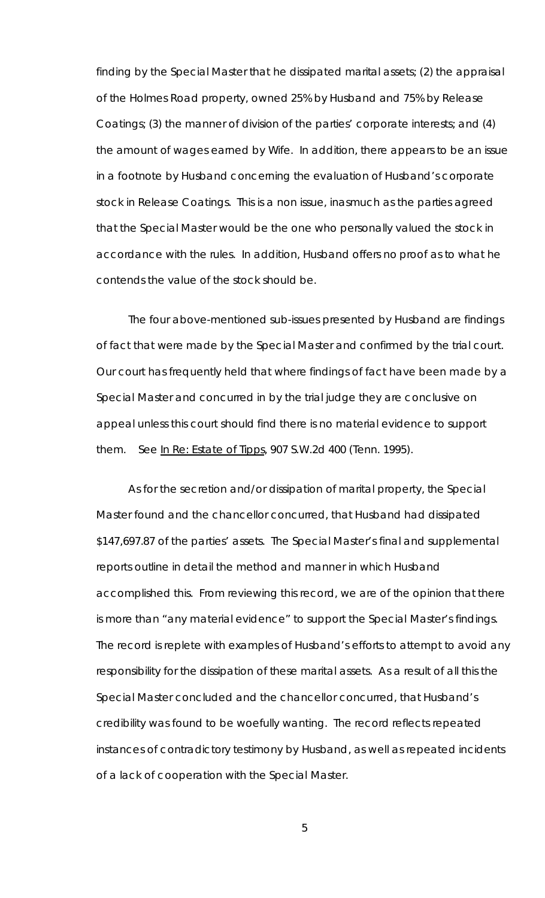finding by the Special Master that he dissipated marital assets; (2) the appraisal of the Holmes Road property, owned 25% by Husband and 75% by Release Coatings; (3) the manner of division of the parties' corporate interests; and (4) the amount of wages earned by Wife. In addition, there appears to be an issue in a footnote by Husband concerning the evaluation of Husband's corporate stock in Release Coatings. This is a non issue, inasmuch as the parties agreed that the Special Master would be the one who personally valued the stock in accordance with the rules. In addition, Husband offers no proof as to what he contends the value of the stock should be.

The four above-mentioned sub-issues presented by Husband are findings of fact that were made by the Special Master and confirmed by the trial court. Our court has frequently held that where findings of fact have been made by a Special Master and concurred in by the trial judge they are conclusive on appeal unless this court should find there is no material evidence to support them. See In Re: Estate of Tipps, 907 S.W.2d 400 (Tenn. 1995).

As for the secretion and/or dissipation of marital property, the Special Master found and the chancellor concurred, that Husband had dissipated $147,697.87 of the parties' assets. The Special Master's final and supplemental reports outline in detail the method and manner in which Husband accomplished this. From reviewing this record, we are of the opinion that there is more than "any material evidence" to support the Special Master's findings. The record is replete with examples of Husband's efforts to attempt to avoid any responsibility for the dissipation of these marital assets. As a result of all this the Special Master concluded and the chancellor concurred, that Husband's credibility was found to be woefully wanting. The record reflects repeated instances of contradictory testimony by Husband, as well as repeated incidents of a lack of cooperation with the Special Master.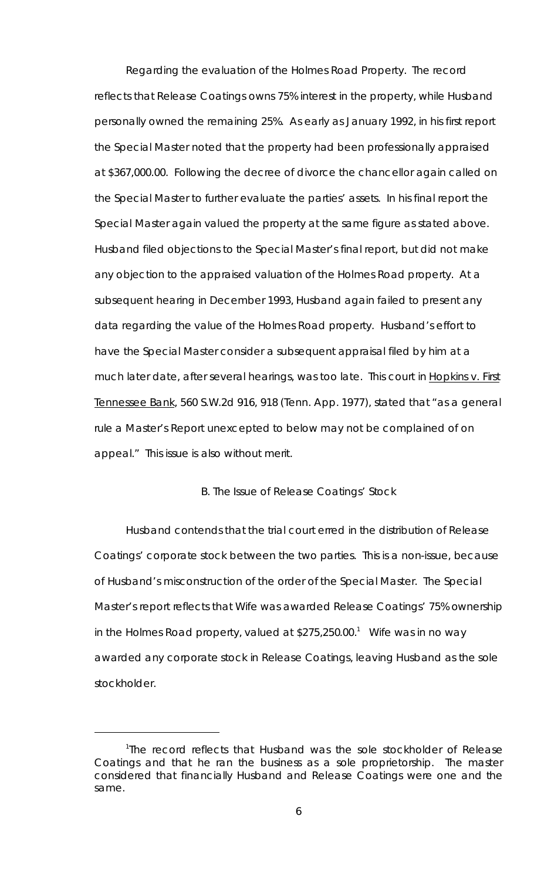Regarding the evaluation of the Holmes Road Property. The record reflects that Release Coatings owns 75% interest in the property, while Husband personally owned the remaining 25%. As early as January 1992, in his first report the Special Master noted that the property had been professionally appraised at $367,000.00. Following the decree of divorce the chancellor again called on the Special Master to further evaluate the parties' assets. In his final report the Special Master again valued the property at the same figure as stated above. Husband filed objections to the Special Master's final report, but did not make any objection to the appraised valuation of the Holmes Road property. At a subsequent hearing in December 1993, Husband again failed to present any data regarding the value of the Holmes Road property. Husband's effort to have the Special Master consider a subsequent appraisal filed by him at a much later date, after several hearings, was too late. This court in Hopkins v. First Tennessee Bank, 560 S.W.2d 916, 918 (Tenn. App. 1977), stated that "as a general rule a Master's Report unexcepted to below may not be complained of on appeal." This issue is also without merit.

B. The Issue of Release Coatings' Stock

Husband contends that the trial court erred in the distribution of Release Coatings' corporate stock between the two parties. This is a non-issue, because of Husband's misconstruction of the order of the Special Master. The Special Master's report reflects that Wife was awarded Release Coatings' 75% ownership in the Holmes Road property, valued at $275,250.00.[1] Wife was in no way awarded any corporate stock in Release Coatings, leaving Husband as the sole stockholder.

---

[1] The record reflects that Husband was the sole stockholder of Release Coatings and that he ran the business as a sole proprietorship. The master considered that financially Husband and Release Coatings were one and the same.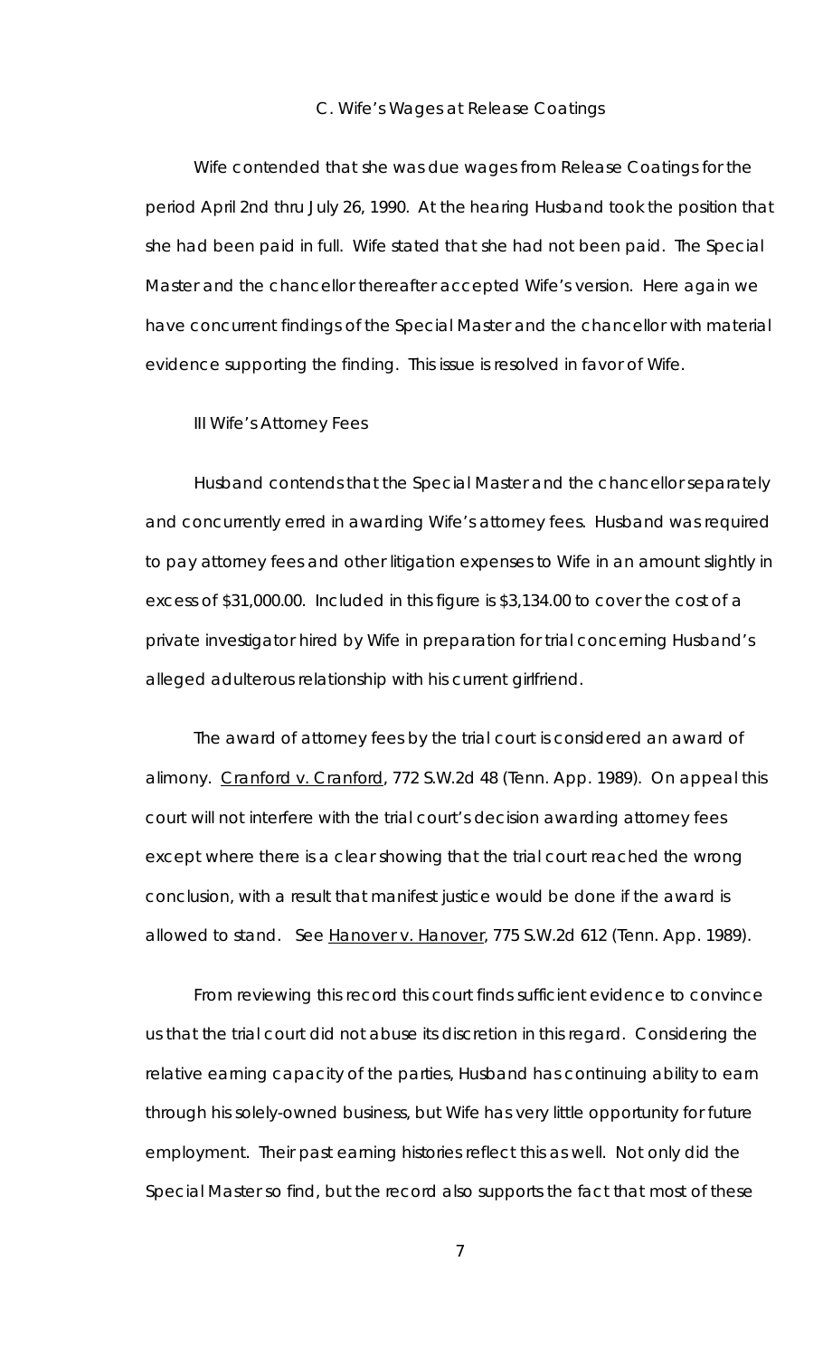### C. Wife's Wages at Release Coatings

Wife contended that she was due wages from Release Coatings for the period April 2nd thru July 26, 1990. At the hearing Husband took the position that she had been paid in full. Wife stated that she had not been paid. The Special Master and the chancellor thereafter accepted Wife's version. Here again we have concurrent findings of the Special Master and the chancellor with material evidence supporting the finding. This issue is resolved in favor of Wife.

## III Wife's Attorney Fees

Husband contends that the Special Master and the chancellor separately and concurrently erred in awarding Wife's attorney fees. Husband was required to pay attorney fees and other litigation expenses to Wife in an amount slightly in excess of $31,000.00. Included in this figure is $3,134.00 to cover the cost of a private investigator hired by Wife in preparation for trial concerning Husband's alleged adulterous relationship with his current girlfriend.

The award of attorney fees by the trial court is considered an award of alimony. Cranford v. Cranford, 772 S.W.2d 48 (Tenn. App. 1989). On appeal this court will not interfere with the trial court's decision awarding attorney fees except where there is a clear showing that the trial court reached the wrong conclusion, with a result that manifest justice would be done if the award is allowed to stand. See Hanover v. Hanover, 775 S.W.2d 612 (Tenn. App. 1989).

From reviewing this record this court finds sufficient evidence to convince us that the trial court did not abuse its discretion in this regard. Considering the relative earning capacity of the parties, Husband has continuing ability to earn through his solely-owned business, but Wife has very little opportunity for future employment. Their past earning histories reflect this as well. Not only did the Special Master so find, but the record also supports the fact that most of these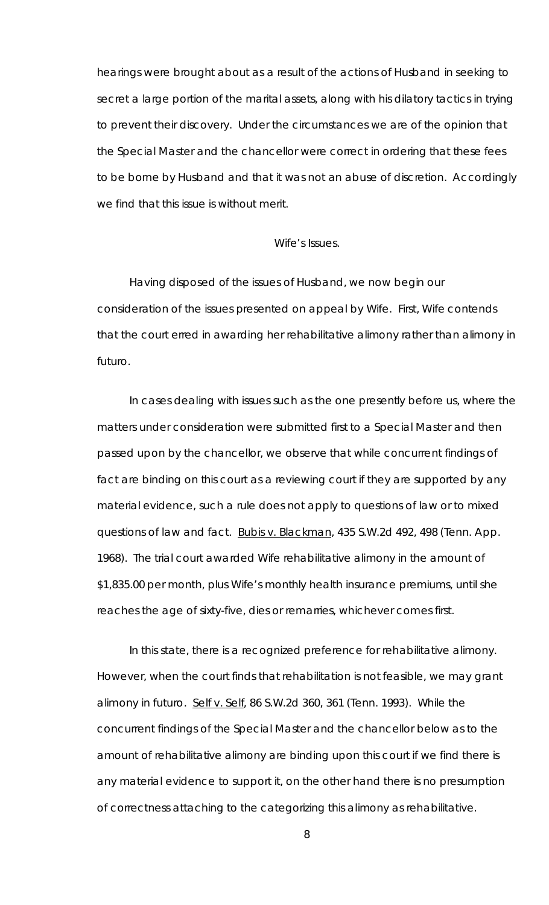hearings were brought about as a result of the actions of Husband in seeking to secret a large portion of the marital assets, along with his dilatory tactics in trying to prevent their discovery. Under the circumstances we are of the opinion that the Special Master and the chancellor were correct in ordering that these fees to be borne by Husband and that it was not an abuse of discretion. Accordingly we find that this issue is without merit.

## Wife's Issues.

Having disposed of the issues of Husband, we now begin our consideration of the issues presented on appeal by Wife. First, Wife contends that the court erred in awarding her rehabilitative alimony rather than alimony in futuro.

In cases dealing with issues such as the one presently before us, where the matters under consideration were submitted first to a Special Master and then passed upon by the chancellor, we observe that while concurrent findings of fact are binding on this court as a reviewing court if they are supported by any material evidence, such a rule does not apply to questions of law or to mixed questions of law and fact. Bubis v. Blackman, 435 S.W.2d 492, 498 (Tenn. App. 1968). The trial court awarded Wife rehabilitative alimony in the amount of $1,835.00 per month, plus Wife's monthly health insurance premiums, until she reaches the age of sixty-five, dies or remarries, whichever comes first.

In this state, there is a recognized preference for rehabilitative alimony. However, when the court finds that rehabilitation is not feasible, we may grant alimony in futuro. Self v. Self, 86 S.W.2d 360, 361 (Tenn. 1993). While the concurrent findings of the Special Master and the chancellor below as to the amount of rehabilitative alimony are binding upon this court if we find there is any material evidence to support it, on the other hand there is no presumption of correctness attaching to the categorizing this alimony as rehabilitative.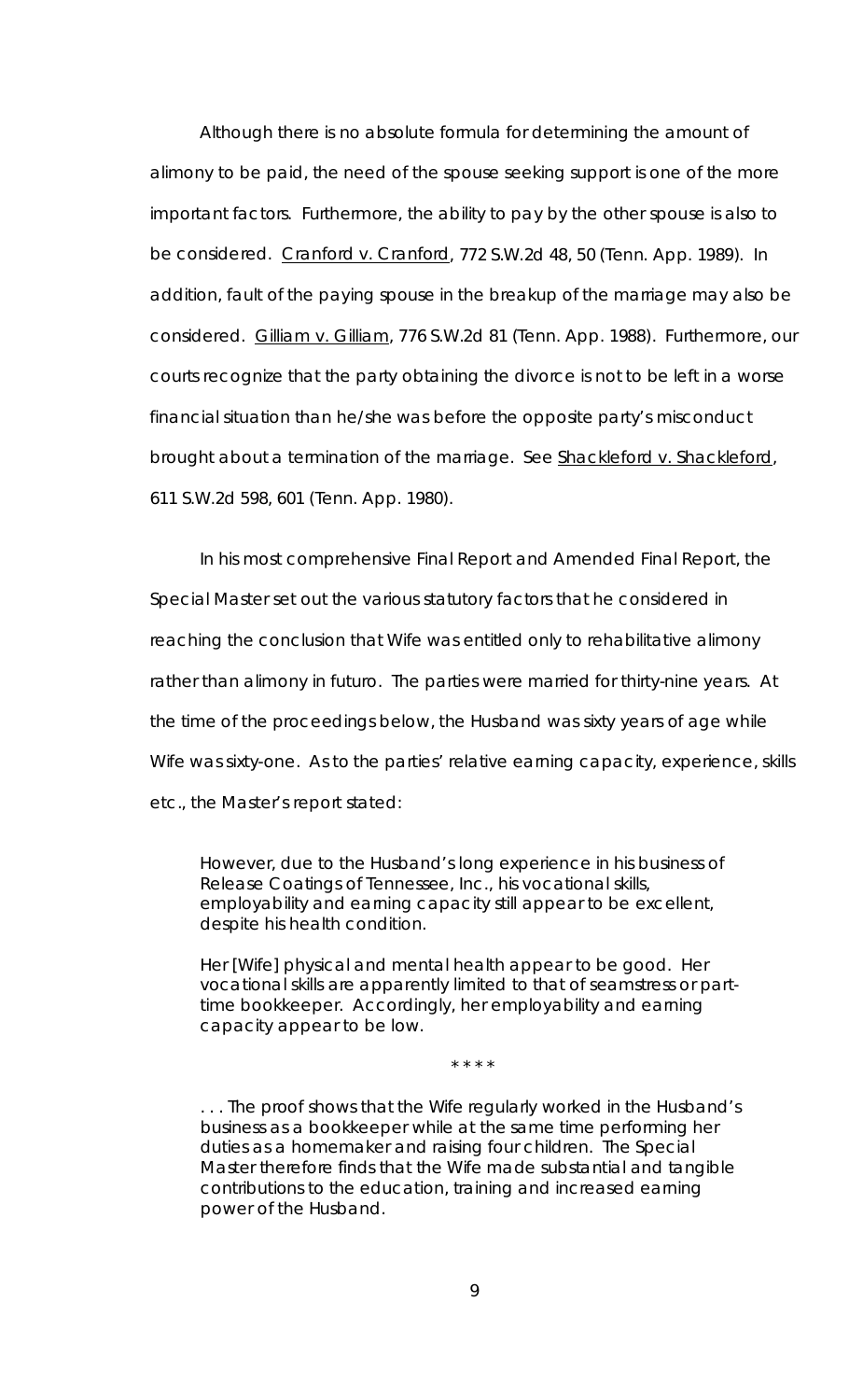Although there is no absolute formula for determining the amount of alimony to be paid, the need of the spouse seeking support is one of the more important factors. Furthermore, the ability to pay by the other spouse is also to be considered. Cranford v. Cranford, 772 S.W.2d 48, 50 (Tenn. App. 1989). In addition, fault of the paying spouse in the breakup of the marriage may also be considered. Gilliam v. Gilliam, 776 S.W.2d 81 (Tenn. App. 1988). Furthermore, our courts recognize that the party obtaining the divorce is not to be left in a worse financial situation than he/she was before the opposite party's misconduct brought about a termination of the marriage. See Shackleford v. Shackleford, 611 S.W.2d 598, 601 (Tenn. App. 1980).

In his most comprehensive Final Report and Amended Final Report, the Special Master set out the various statutory factors that he considered in reaching the conclusion that Wife was entitled only to rehabilitative alimony rather than alimony in futuro. The parties were married for thirty-nine years. At the time of the proceedings below, the Husband was sixty years of age while Wife was sixty-one. As to the parties' relative earning capacity, experience, skills etc., the Master's report stated:

> However, due to the Husband's long experience in his business of Release Coatings of Tennessee, Inc., his vocational skills, employability and earning capacity still appear to be excellent, despite his health condition.
>
> Her [Wife] physical and mental health appear to be good. Her vocational skills are apparently limited to that of seamstress or part-time bookkeeper. Accordingly, her employability and earning capacity appear to be low.
>
> \* \* \* \*
>
> . . . The proof shows that the Wife regularly worked in the Husband's business as a bookkeeper while at the same time performing her duties as a homemaker and raising four children. The Special Master therefore finds that the Wife made substantial and tangible contributions to the education, training and increased earning power of the Husband.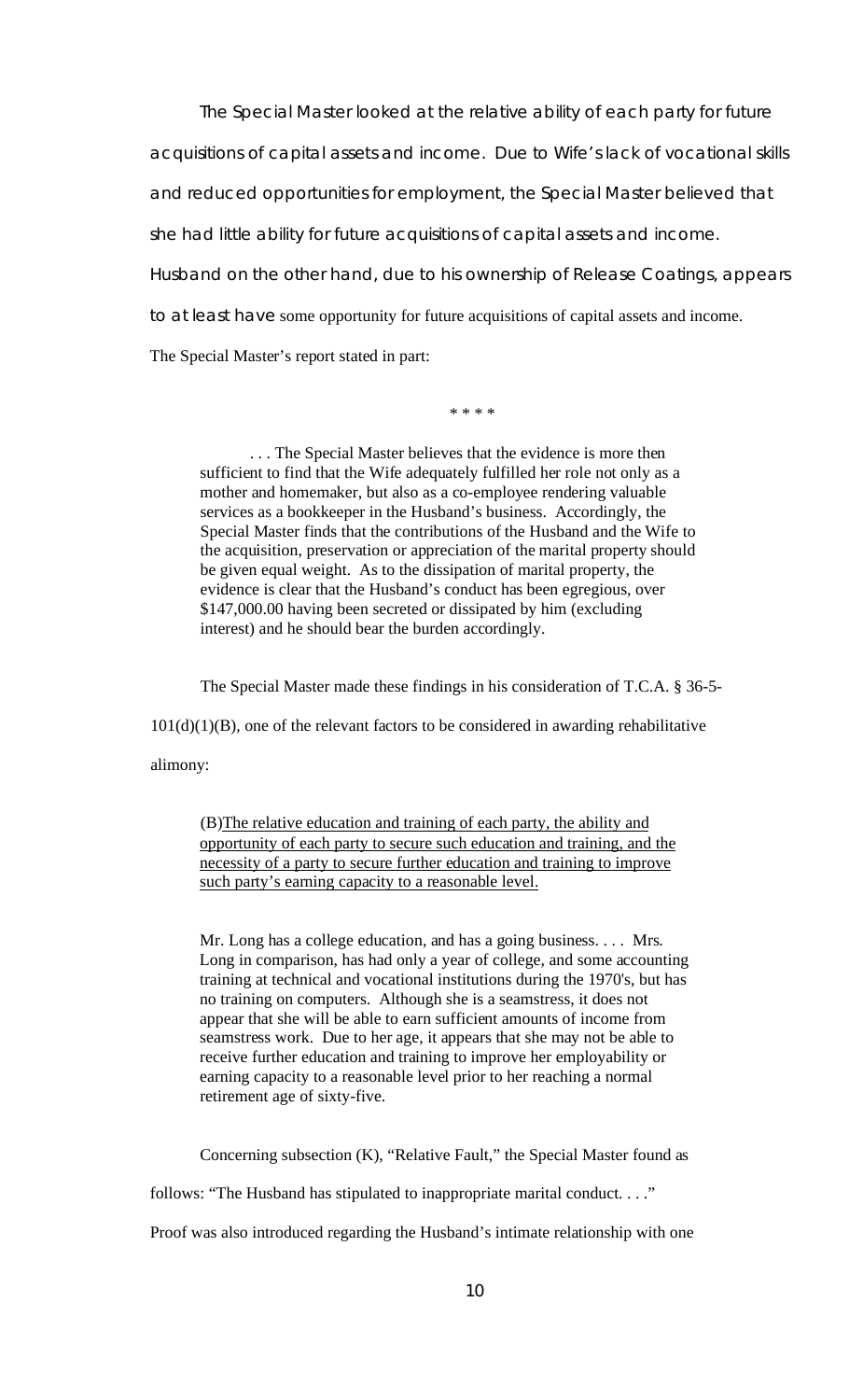The Special Master looked at the relative ability of each party for future acquisitions of capital assets and income. Due to Wife's lack of vocational skills and reduced opportunities for employment, the Special Master believed that she had little ability for future acquisitions of capital assets and income. Husband on the other hand, due to his ownership of Release Coatings, appears to at least have some opportunity for future acquisitions of capital assets and income. The Special Master's report stated in part:

\* \* \* \*

> . . . The Special Master believes that the evidence is more then sufficient to find that the Wife adequately fulfilled her role not only as a mother and homemaker, but also as a co-employee rendering valuable services as a bookkeeper in the Husband's business. Accordingly, the Special Master finds that the contributions of the Husband and the Wife to the acquisition, preservation or appreciation of the marital property should be given equal weight. As to the dissipation of marital property, the evidence is clear that the Husband's conduct has been egregious, over $147,000.00 having been secreted or dissipated by him (excluding interest) and he should bear the burden accordingly.

The Special Master made these findings in his consideration of T.C.A. § 36-5-101(d)(1)(B), one of the relevant factors to be considered in awarding rehabilitative alimony:

> (B)<u>The relative education and training of each party, the ability and opportunity of each party to secure such education and training, and the necessity of a party to secure further education and training to improve such party's earning capacity to a reasonable level.</u>

> Mr. Long has a college education, and has a going business. . . . Mrs. Long in comparison, has had only a year of college, and some accounting training at technical and vocational institutions during the 1970's, but has no training on computers. Although she is a seamstress, it does not appear that she will be able to earn sufficient amounts of income from seamstress work. Due to her age, it appears that she may not be able to receive further education and training to improve her employability or earning capacity to a reasonable level prior to her reaching a normal retirement age of sixty-five.

Concerning subsection (K), "Relative Fault," the Special Master found as follows: "The Husband has stipulated to inappropriate marital conduct. . . ." Proof was also introduced regarding the Husband's intimate relationship with one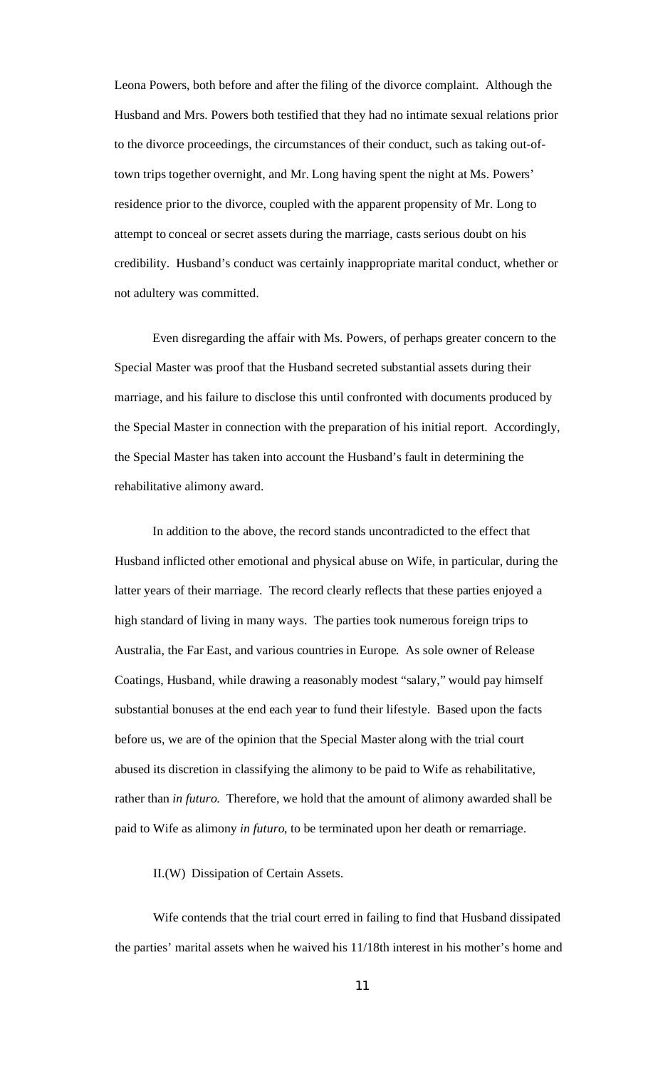Leona Powers, both before and after the filing of the divorce complaint. Although the Husband and Mrs. Powers both testified that they had no intimate sexual relations prior to the divorce proceedings, the circumstances of their conduct, such as taking out-of-town trips together overnight, and Mr. Long having spent the night at Ms. Powers' residence prior to the divorce, coupled with the apparent propensity of Mr. Long to attempt to conceal or secret assets during the marriage, casts serious doubt on his credibility. Husband's conduct was certainly inappropriate marital conduct, whether or not adultery was committed.

Even disregarding the affair with Ms. Powers, of perhaps greater concern to the Special Master was proof that the Husband secreted substantial assets during their marriage, and his failure to disclose this until confronted with documents produced by the Special Master in connection with the preparation of his initial report. Accordingly, the Special Master has taken into account the Husband's fault in determining the rehabilitative alimony award.

In addition to the above, the record stands uncontradicted to the effect that Husband inflicted other emotional and physical abuse on Wife, in particular, during the latter years of their marriage. The record clearly reflects that these parties enjoyed a high standard of living in many ways. The parties took numerous foreign trips to Australia, the Far East, and various countries in Europe. As sole owner of Release Coatings, Husband, while drawing a reasonably modest "salary," would pay himself substantial bonuses at the end each year to fund their lifestyle. Based upon the facts before us, we are of the opinion that the Special Master along with the trial court abused its discretion in classifying the alimony to be paid to Wife as rehabilitative, rather than *in futuro*. Therefore, we hold that the amount of alimony awarded shall be paid to Wife as alimony *in futuro*, to be terminated upon her death or remarriage.

II.(W) Dissipation of Certain Assets.

Wife contends that the trial court erred in failing to find that Husband dissipated the parties' marital assets when he waived his 11/18th interest in his mother's home and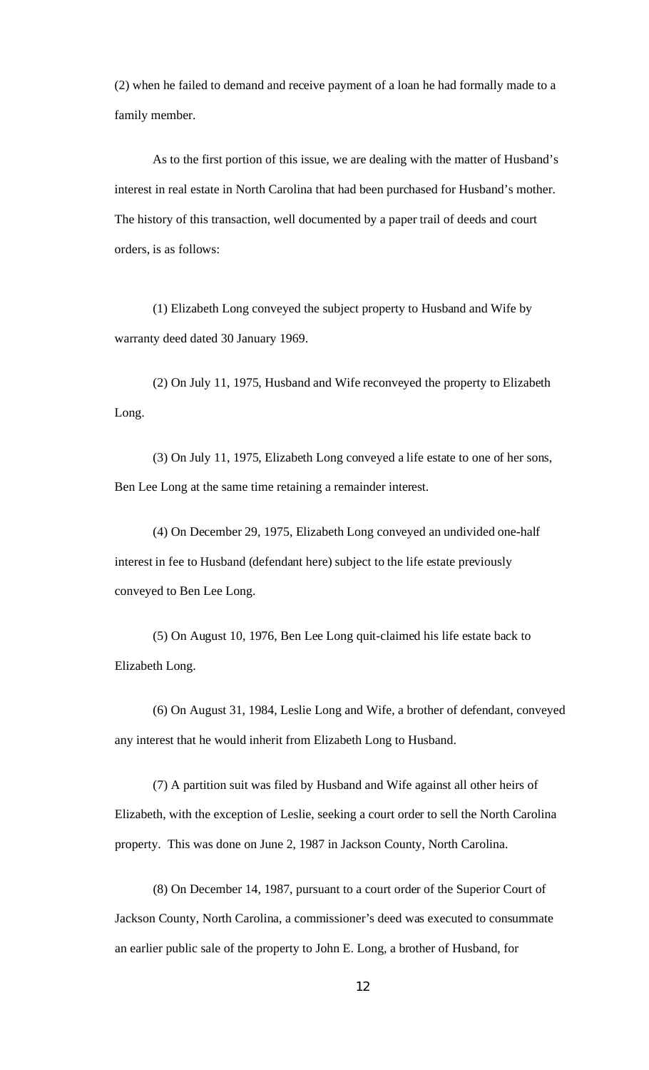(2) when he failed to demand and receive payment of a loan he had formally made to a family member.

As to the first portion of this issue, we are dealing with the matter of Husband's interest in real estate in North Carolina that had been purchased for Husband's mother. The history of this transaction, well documented by a paper trail of deeds and court orders, is as follows:

(1) Elizabeth Long conveyed the subject property to Husband and Wife by warranty deed dated 30 January 1969.

(2) On July 11, 1975, Husband and Wife reconveyed the property to Elizabeth Long.

(3) On July 11, 1975, Elizabeth Long conveyed a life estate to one of her sons, Ben Lee Long at the same time retaining a remainder interest.

(4) On December 29, 1975, Elizabeth Long conveyed an undivided one-half interest in fee to Husband (defendant here) subject to the life estate previously conveyed to Ben Lee Long.

(5) On August 10, 1976, Ben Lee Long quit-claimed his life estate back to Elizabeth Long.

(6) On August 31, 1984, Leslie Long and Wife, a brother of defendant, conveyed any interest that he would inherit from Elizabeth Long to Husband.

(7) A partition suit was filed by Husband and Wife against all other heirs of Elizabeth, with the exception of Leslie, seeking a court order to sell the North Carolina property. This was done on June 2, 1987 in Jackson County, North Carolina.

(8) On December 14, 1987, pursuant to a court order of the Superior Court of Jackson County, North Carolina, a commissioner's deed was executed to consummate an earlier public sale of the property to John E. Long, a brother of Husband, for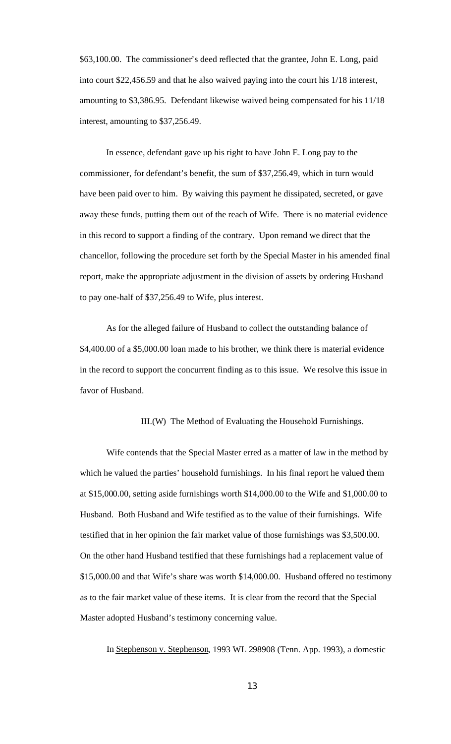$63,100.00. The commissioner's deed reflected that the grantee, John E. Long, paid into court $22,456.59 and that he also waived paying into the court his 1/18 interest, amounting to $3,386.95. Defendant likewise waived being compensated for his 11/18 interest, amounting to $37,256.49.

In essence, defendant gave up his right to have John E. Long pay to the commissioner, for defendant's benefit, the sum of $37,256.49, which in turn would have been paid over to him. By waiving this payment he dissipated, secreted, or gave away these funds, putting them out of the reach of Wife. There is no material evidence in this record to support a finding of the contrary. Upon remand we direct that the chancellor, following the procedure set forth by the Special Master in his amended final report, make the appropriate adjustment in the division of assets by ordering Husband to pay one-half of $37,256.49 to Wife, plus interest.

As for the alleged failure of Husband to collect the outstanding balance of $4,400.00 of a $5,000.00 loan made to his brother, we think there is material evidence in the record to support the concurrent finding as to this issue. We resolve this issue in favor of Husband.

### III.(W) The Method of Evaluating the Household Furnishings.

Wife contends that the Special Master erred as a matter of law in the method by which he valued the parties' household furnishings. In his final report he valued them at $15,000.00, setting aside furnishings worth $14,000.00 to the Wife and $1,000.00 to Husband. Both Husband and Wife testified as to the value of their furnishings. Wife testified that in her opinion the fair market value of those furnishings was $3,500.00. On the other hand Husband testified that these furnishings had a replacement value of $15,000.00 and that Wife's share was worth $14,000.00. Husband offered no testimony as to the fair market value of these items. It is clear from the record that the Special Master adopted Husband's testimony concerning value.

In Stephenson v. Stephenson, 1993 WL 298908 (Tenn. App. 1993), a domestic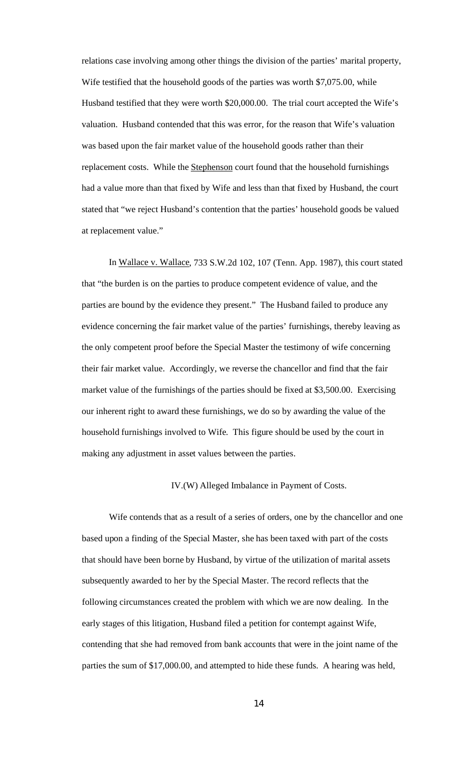relations case involving among other things the division of the parties' marital property, Wife testified that the household goods of the parties was worth $7,075.00, while Husband testified that they were worth $20,000.00. The trial court accepted the Wife's valuation. Husband contended that this was error, for the reason that Wife's valuation was based upon the fair market value of the household goods rather than their replacement costs. While the Stephenson court found that the household furnishings had a value more than that fixed by Wife and less than that fixed by Husband, the court stated that "we reject Husband's contention that the parties' household goods be valued at replacement value."

In Wallace v. Wallace, 733 S.W.2d 102, 107 (Tenn. App. 1987), this court stated that "the burden is on the parties to produce competent evidence of value, and the parties are bound by the evidence they present." The Husband failed to produce any evidence concerning the fair market value of the parties' furnishings, thereby leaving as the only competent proof before the Special Master the testimony of wife concerning their fair market value. Accordingly, we reverse the chancellor and find that the fair market value of the furnishings of the parties should be fixed at $3,500.00. Exercising our inherent right to award these furnishings, we do so by awarding the value of the household furnishings involved to Wife. This figure should be used by the court in making any adjustment in asset values between the parties.

IV.(W) Alleged Imbalance in Payment of Costs.

Wife contends that as a result of a series of orders, one by the chancellor and one based upon a finding of the Special Master, she has been taxed with part of the costs that should have been borne by Husband, by virtue of the utilization of marital assets subsequently awarded to her by the Special Master. The record reflects that the following circumstances created the problem with which we are now dealing. In the early stages of this litigation, Husband filed a petition for contempt against Wife, contending that she had removed from bank accounts that were in the joint name of the parties the sum of $17,000.00, and attempted to hide these funds. A hearing was held,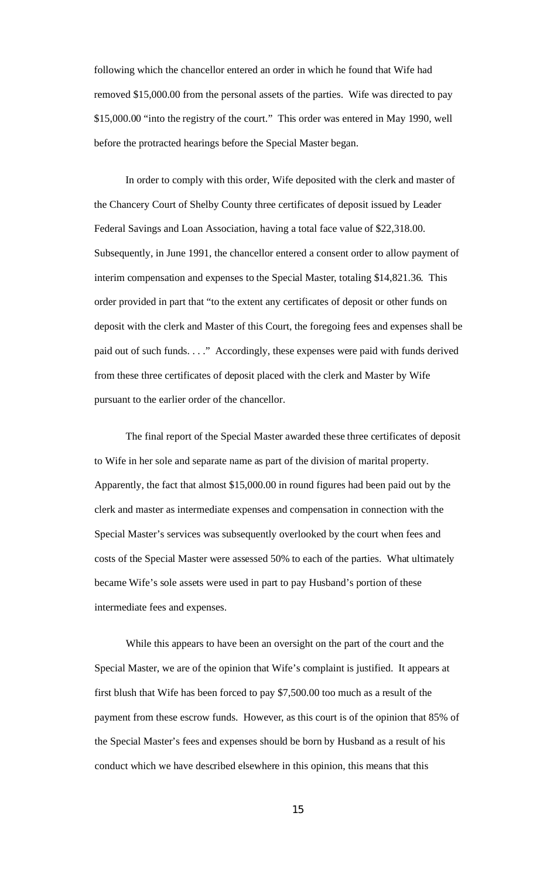following which the chancellor entered an order in which he found that Wife had removed $15,000.00 from the personal assets of the parties. Wife was directed to pay $15,000.00 "into the registry of the court." This order was entered in May 1990, well before the protracted hearings before the Special Master began.

In order to comply with this order, Wife deposited with the clerk and master of the Chancery Court of Shelby County three certificates of deposit issued by Leader Federal Savings and Loan Association, having a total face value of $22,318.00. Subsequently, in June 1991, the chancellor entered a consent order to allow payment of interim compensation and expenses to the Special Master, totaling $14,821.36. This order provided in part that "to the extent any certificates of deposit or other funds on deposit with the clerk and Master of this Court, the foregoing fees and expenses shall be paid out of such funds. . . ." Accordingly, these expenses were paid with funds derived from these three certificates of deposit placed with the clerk and Master by Wife pursuant to the earlier order of the chancellor.

The final report of the Special Master awarded these three certificates of deposit to Wife in her sole and separate name as part of the division of marital property. Apparently, the fact that almost $15,000.00 in round figures had been paid out by the clerk and master as intermediate expenses and compensation in connection with the Special Master's services was subsequently overlooked by the court when fees and costs of the Special Master were assessed 50% to each of the parties. What ultimately became Wife's sole assets were used in part to pay Husband's portion of these intermediate fees and expenses.

While this appears to have been an oversight on the part of the court and the Special Master, we are of the opinion that Wife's complaint is justified. It appears at first blush that Wife has been forced to pay $7,500.00 too much as a result of the payment from these escrow funds. However, as this court is of the opinion that 85% of the Special Master's fees and expenses should be born by Husband as a result of his conduct which we have described elsewhere in this opinion, this means that this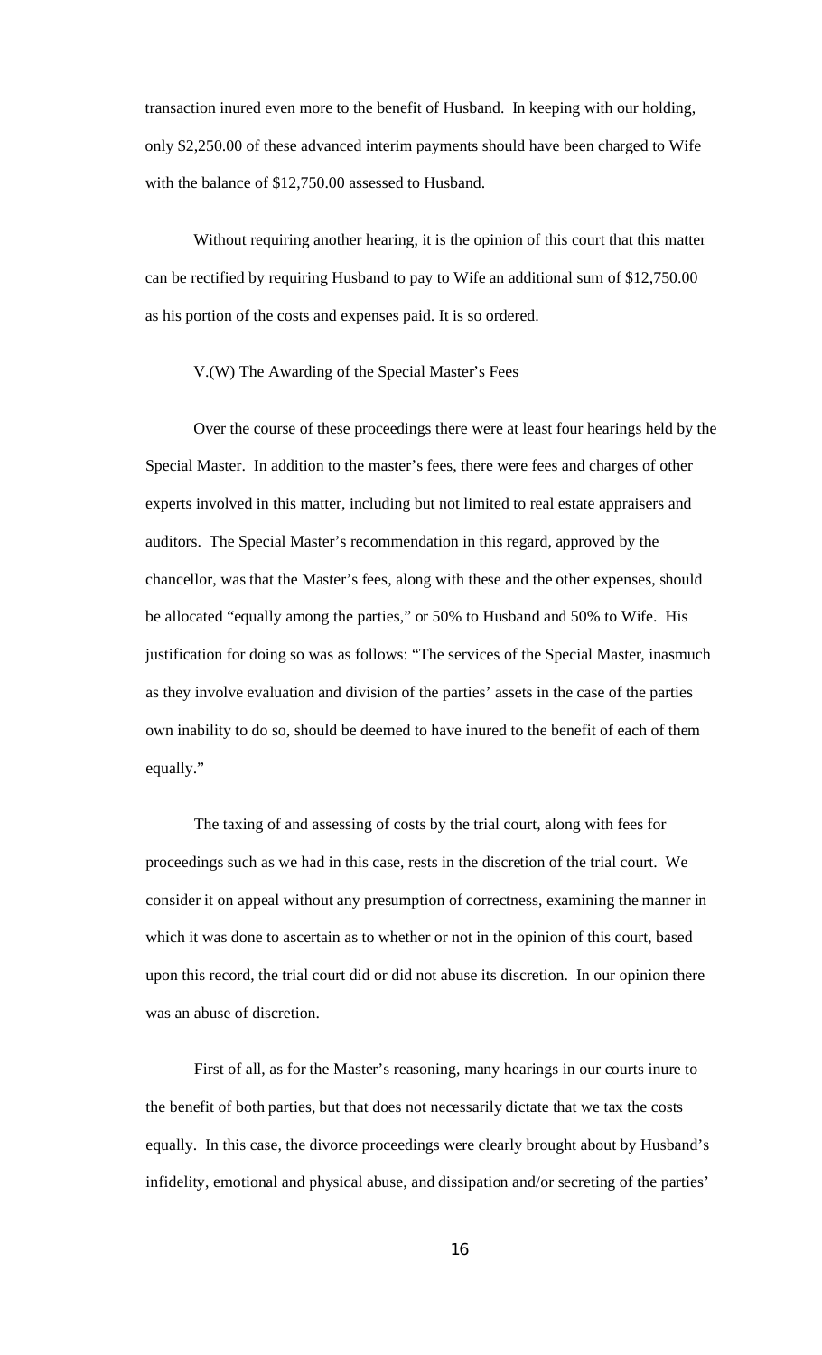transaction inured even more to the benefit of Husband. In keeping with our holding, only $2,250.00 of these advanced interim payments should have been charged to Wife with the balance of $12,750.00 assessed to Husband.

Without requiring another hearing, it is the opinion of this court that this matter can be rectified by requiring Husband to pay to Wife an additional sum of $12,750.00 as his portion of the costs and expenses paid. It is so ordered.

V.(W) The Awarding of the Special Master's Fees

Over the course of these proceedings there were at least four hearings held by the Special Master. In addition to the master's fees, there were fees and charges of other experts involved in this matter, including but not limited to real estate appraisers and auditors. The Special Master's recommendation in this regard, approved by the chancellor, was that the Master's fees, along with these and the other expenses, should be allocated "equally among the parties," or 50% to Husband and 50% to Wife. His justification for doing so was as follows: "The services of the Special Master, inasmuch as they involve evaluation and division of the parties' assets in the case of the parties own inability to do so, should be deemed to have inured to the benefit of each of them equally."

The taxing of and assessing of costs by the trial court, along with fees for proceedings such as we had in this case, rests in the discretion of the trial court. We consider it on appeal without any presumption of correctness, examining the manner in which it was done to ascertain as to whether or not in the opinion of this court, based upon this record, the trial court did or did not abuse its discretion. In our opinion there was an abuse of discretion.

First of all, as for the Master's reasoning, many hearings in our courts inure to the benefit of both parties, but that does not necessarily dictate that we tax the costs equally. In this case, the divorce proceedings were clearly brought about by Husband's infidelity, emotional and physical abuse, and dissipation and/or secreting of the parties'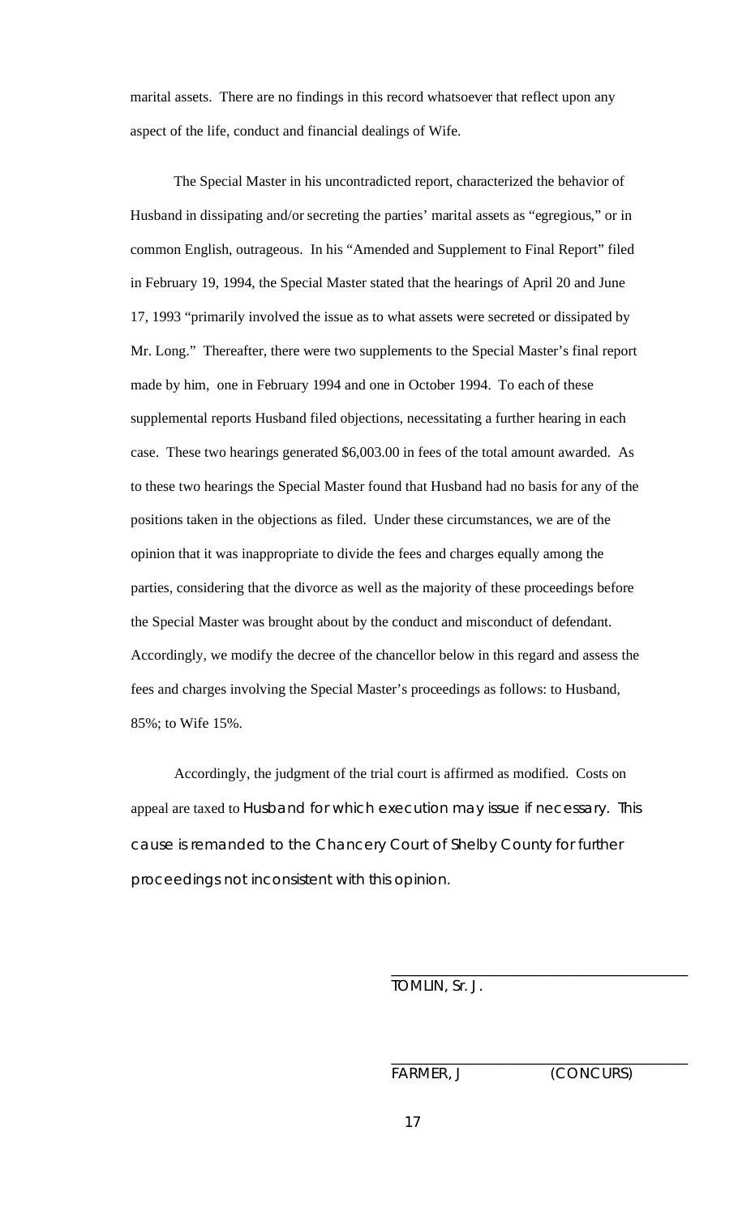marital assets. There are no findings in this record whatsoever that reflect upon any aspect of the life, conduct and financial dealings of Wife.

The Special Master in his uncontradicted report, characterized the behavior of Husband in dissipating and/or secreting the parties' marital assets as "egregious," or in common English, outrageous. In his "Amended and Supplement to Final Report" filed in February 19, 1994, the Special Master stated that the hearings of April 20 and June 17, 1993 "primarily involved the issue as to what assets were secreted or dissipated by Mr. Long." Thereafter, there were two supplements to the Special Master's final report made by him, one in February 1994 and one in October 1994. To each of these supplemental reports Husband filed objections, necessitating a further hearing in each case. These two hearings generated $6,003.00 in fees of the total amount awarded. As to these two hearings the Special Master found that Husband had no basis for any of the positions taken in the objections as filed. Under these circumstances, we are of the opinion that it was inappropriate to divide the fees and charges equally among the parties, considering that the divorce as well as the majority of these proceedings before the Special Master was brought about by the conduct and misconduct of defendant. Accordingly, we modify the decree of the chancellor below in this regard and assess the fees and charges involving the Special Master's proceedings as follows: to Husband, 85%; to Wife 15%.

Accordingly, the judgment of the trial court is affirmed as modified. Costs on appeal are taxed to Husband for which execution may issue if necessary. This cause is remanded to the Chancery Court of Shelby County for further proceedings not inconsistent with this opinion.

\_\_\_\_\_\_\_\_\_\_\_\_\_\_\_\_\_\_\_\_\_\_\_\_\_\_\_\_\_\_\_\_\_\_\_\_\_\_
TOMLIN, Sr. J.

\_\_\_\_\_\_\_\_\_\_\_\_\_\_\_\_\_\_\_\_\_\_\_\_\_\_\_\_\_\_\_\_\_\_\_\_\_\_
FARMER, J (CONCURS)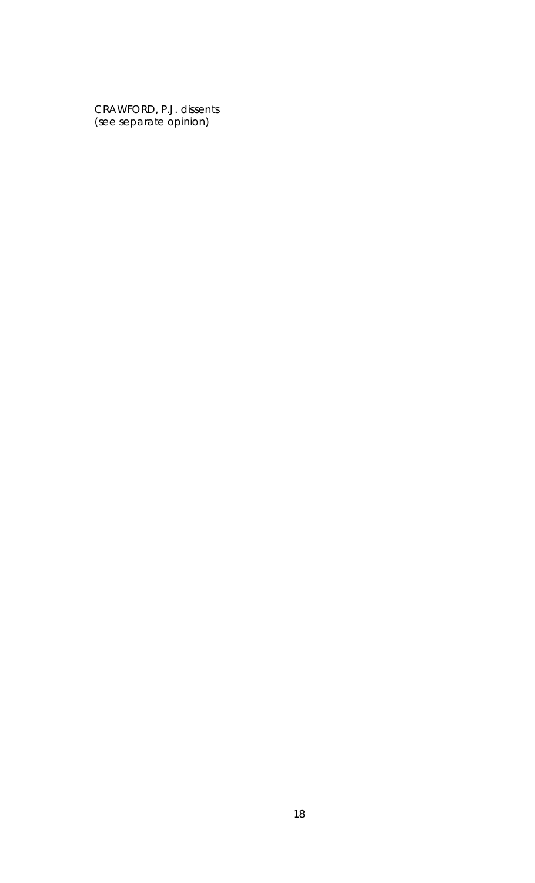CRAWFORD, P.J. dissents
(see separate opinion)